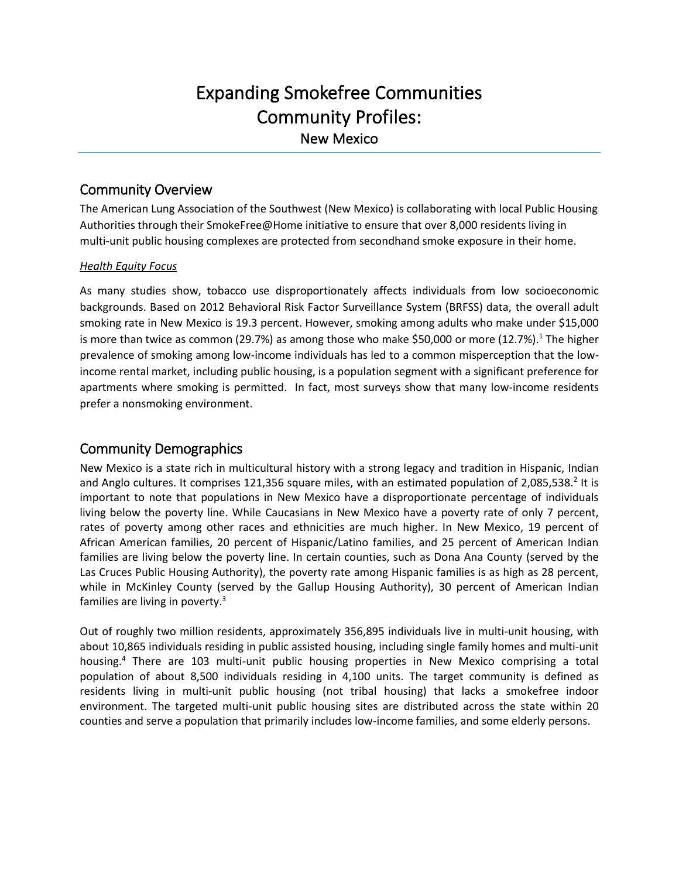# Expanding Smokefree Communities
# Community Profiles:
## New Mexico

## Community Overview

The American Lung Association of the Southwest (New Mexico) is collaborating with local Public Housing Authorities through their SmokeFree@Home initiative to ensure that over 8,000 residents living in multi-unit public housing complexes are protected from secondhand smoke exposure in their home.

*Health Equity Focus*

As many studies show, tobacco use disproportionately affects individuals from low socioeconomic backgrounds. Based on 2012 Behavioral Risk Factor Surveillance System (BRFSS) data, the overall adult smoking rate in New Mexico is 19.3 percent. However, smoking among adults who make under $15,000 is more than twice as common (29.7%) as among those who make $50,000 or more (12.7%).[1] The higher prevalence of smoking among low-income individuals has led to a common misperception that the low-income rental market, including public housing, is a population segment with a significant preference for apartments where smoking is permitted. In fact, most surveys show that many low-income residents prefer a nonsmoking environment.

## Community Demographics

New Mexico is a state rich in multicultural history with a strong legacy and tradition in Hispanic, Indian and Anglo cultures. It comprises 121,356 square miles, with an estimated population of 2,085,538.[2] It is important to note that populations in New Mexico have a disproportionate percentage of individuals living below the poverty line. While Caucasians in New Mexico have a poverty rate of only 7 percent, rates of poverty among other races and ethnicities are much higher. In New Mexico, 19 percent of African American families, 20 percent of Hispanic/Latino families, and 25 percent of American Indian families are living below the poverty line. In certain counties, such as Dona Ana County (served by the Las Cruces Public Housing Authority), the poverty rate among Hispanic families is as high as 28 percent, while in McKinley County (served by the Gallup Housing Authority), 30 percent of American Indian families are living in poverty.[3]

Out of roughly two million residents, approximately 356,895 individuals live in multi-unit housing, with about 10,865 individuals residing in public assisted housing, including single family homes and multi-unit housing.[4] There are 103 multi-unit public housing properties in New Mexico comprising a total population of about 8,500 individuals residing in 4,100 units. The target community is defined as residents living in multi-unit public housing (not tribal housing) that lacks a smokefree indoor environment. The targeted multi-unit public housing sites are distributed across the state within 20 counties and serve a population that primarily includes low-income families, and some elderly persons.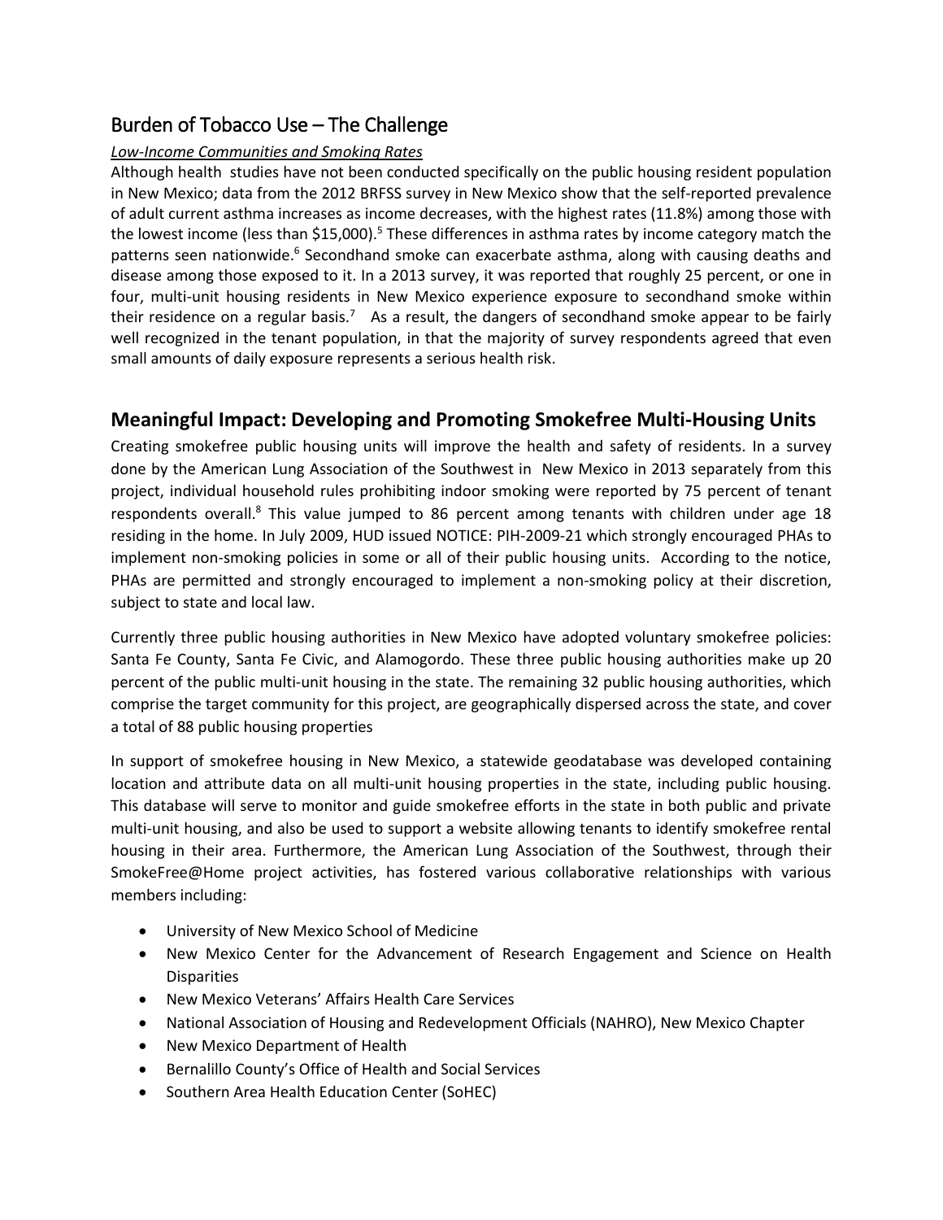## Burden of Tobacco Use – The Challenge

*Low-Income Communities and Smoking Rates*

Although health studies have not been conducted specifically on the public housing resident population in New Mexico; data from the 2012 BRFSS survey in New Mexico show that the self-reported prevalence of adult current asthma increases as income decreases, with the highest rates (11.8%) among those with the lowest income (less than $15,000).[5] These differences in asthma rates by income category match the patterns seen nationwide.[6] Secondhand smoke can exacerbate asthma, along with causing deaths and disease among those exposed to it. In a 2013 survey, it was reported that roughly 25 percent, or one in four, multi-unit housing residents in New Mexico experience exposure to secondhand smoke within their residence on a regular basis.[7] As a result, the dangers of secondhand smoke appear to be fairly well recognized in the tenant population, in that the majority of survey respondents agreed that even small amounts of daily exposure represents a serious health risk.

## Meaningful Impact: Developing and Promoting Smokefree Multi-Housing Units

Creating smokefree public housing units will improve the health and safety of residents. In a survey done by the American Lung Association of the Southwest in New Mexico in 2013 separately from this project, individual household rules prohibiting indoor smoking were reported by 75 percent of tenant respondents overall.[8] This value jumped to 86 percent among tenants with children under age 18 residing in the home. In July 2009, HUD issued NOTICE: PIH-2009-21 which strongly encouraged PHAs to implement non-smoking policies in some or all of their public housing units. According to the notice, PHAs are permitted and strongly encouraged to implement a non-smoking policy at their discretion, subject to state and local law.

Currently three public housing authorities in New Mexico have adopted voluntary smokefree policies: Santa Fe County, Santa Fe Civic, and Alamogordo. These three public housing authorities make up 20 percent of the public multi-unit housing in the state. The remaining 32 public housing authorities, which comprise the target community for this project, are geographically dispersed across the state, and cover a total of 88 public housing properties

In support of smokefree housing in New Mexico, a statewide geodatabase was developed containing location and attribute data on all multi-unit housing properties in the state, including public housing. This database will serve to monitor and guide smokefree efforts in the state in both public and private multi-unit housing, and also be used to support a website allowing tenants to identify smokefree rental housing in their area. Furthermore, the American Lung Association of the Southwest, through their SmokeFree@Home project activities, has fostered various collaborative relationships with various members including:

- University of New Mexico School of Medicine
- New Mexico Center for the Advancement of Research Engagement and Science on Health Disparities
- New Mexico Veterans' Affairs Health Care Services
- National Association of Housing and Redevelopment Officials (NAHRO), New Mexico Chapter
- New Mexico Department of Health
- Bernalillo County's Office of Health and Social Services
- Southern Area Health Education Center (SoHEC)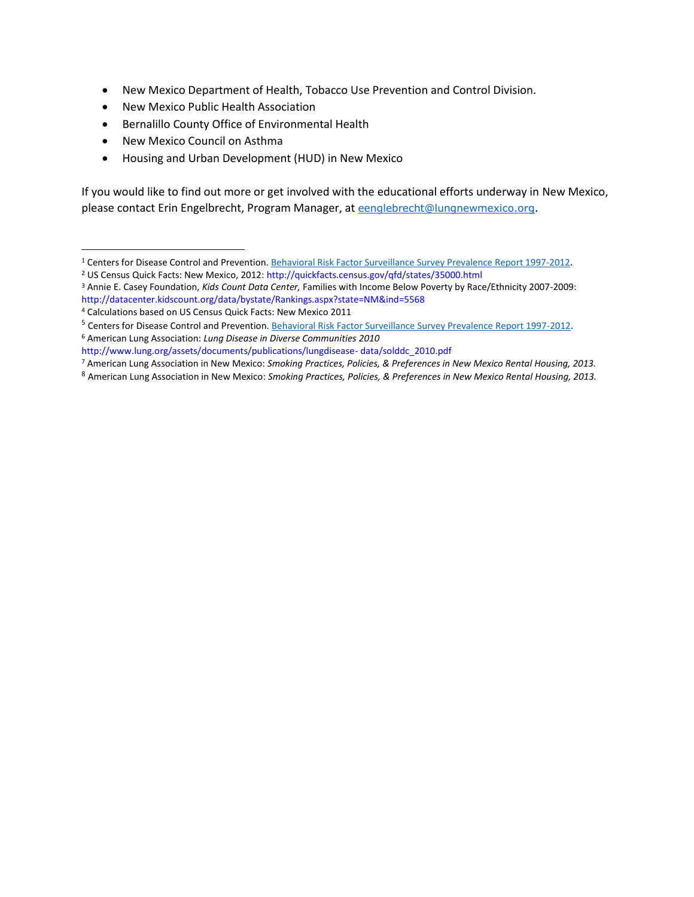- New Mexico Department of Health, Tobacco Use Prevention and Control Division.
- New Mexico Public Health Association
- Bernalillo County Office of Environmental Health
- New Mexico Council on Asthma
- Housing and Urban Development (HUD) in New Mexico

If you would like to find out more or get involved with the educational efforts underway in New Mexico, please contact Erin Engelbrecht, Program Manager, at eenglebrecht@lungnewmexico.org.

---

[1] Centers for Disease Control and Prevention. Behavioral Risk Factor Surveillance Survey Prevalence Report 1997-2012.

[2] US Census Quick Facts: New Mexico, 2012: http://quickfacts.census.gov/qfd/states/35000.html

[3] Annie E. Casey Foundation, *Kids Count Data Center,* Families with Income Below Poverty by Race/Ethnicity 2007-2009: http://datacenter.kidscount.org/data/bystate/Rankings.aspx?state=NM&ind=5568

[4] Calculations based on US Census Quick Facts: New Mexico 2011

[5] Centers for Disease Control and Prevention. Behavioral Risk Factor Surveillance Survey Prevalence Report 1997-2012.

[6] American Lung Association: *Lung Disease in Diverse Communities 2010* http://www.lung.org/assets/documents/publications/lungdisease- data/solddc_2010.pdf

[7] American Lung Association in New Mexico: *Smoking Practices, Policies, & Preferences in New Mexico Rental Housing, 2013.*

[8] American Lung Association in New Mexico: *Smoking Practices, Policies, & Preferences in New Mexico Rental Housing, 2013.*